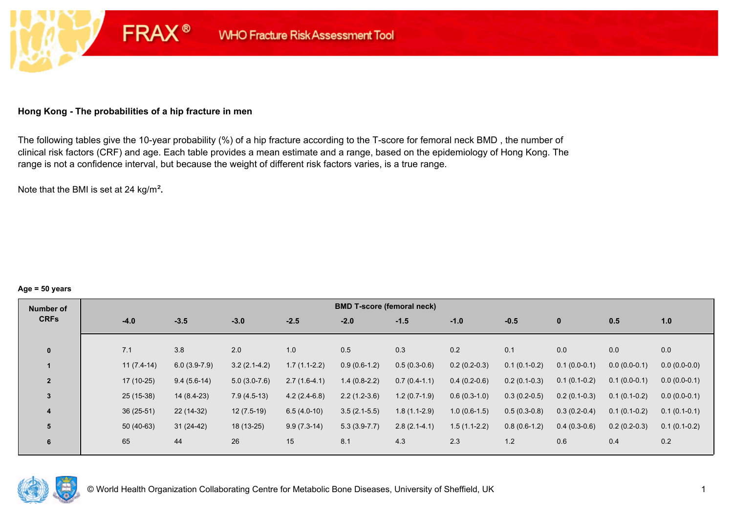FRAX® WHO Fracture Risk Assessment Tool

**Hong Kong - The probabilities of a hip fracture in men**

The following tables give the 10-year probability (%) of a hip fracture according to the T-score for femoral neck BMD , the number of clinical risk factors (CRF) and age. Each table provides a mean estimate and a range, based on the epidemiology of Hong Kong. The range is not a confidence interval, but because the weight of different risk factors varies, is a true range.

Note that the BMI is set at 24 kg/m².

**Age = 50 years**

| Number of CRFs | BMD T-score (femoral neck) | | | | | | | | | | |
|---|---|---|---|---|---|---|---|---|---|---|---|
| | -4.0 | -3.5 | -3.0 | -2.5 | -2.0 | -1.5 | -1.0 | -0.5 | 0 | 0.5 | 1.0 |
| 0 | 7.1 | 3.8 | 2.0 | 1.0 | 0.5 | 0.3 | 0.2 | 0.1 | 0.0 | 0.0 | 0.0 |
| 1 | 11 (7.4-14) | 6.0 (3.9-7.9) | 3.2 (2.1-4.2) | 1.7 (1.1-2.2) | 0.9 (0.6-1.2) | 0.5 (0.3-0.6) | 0.2 (0.2-0.3) | 0.1 (0.1-0.2) | 0.1 (0.0-0.1) | 0.0 (0.0-0.1) | 0.0 (0.0-0.0) |
| 2 | 17 (10-25) | 9.4 (5.6-14) | 5.0 (3.0-7.6) | 2.7 (1.6-4.1) | 1.4 (0.8-2.2) | 0.7 (0.4-1.1) | 0.4 (0.2-0.6) | 0.2 (0.1-0.3) | 0.1 (0.1-0.2) | 0.1 (0.0-0.1) | 0.0 (0.0-0.1) |
| 3 | 25 (15-38) | 14 (8.4-23) | 7.9 (4.5-13) | 4.2 (2.4-6.8) | 2.2 (1.2-3.6) | 1.2 (0.7-1.9) | 0.6 (0.3-1.0) | 0.3 (0.2-0.5) | 0.2 (0.1-0.3) | 0.1 (0.1-0.2) | 0.0 (0.0-0.1) |
| 4 | 36 (25-51) | 22 (14-32) | 12 (7.5-19) | 6.5 (4.0-10) | 3.5 (2.1-5.5) | 1.8 (1.1-2.9) | 1.0 (0.6-1.5) | 0.5 (0.3-0.8) | 0.3 (0.2-0.4) | 0.1 (0.1-0.2) | 0.1 (0.1-0.1) |
| 5 | 50 (40-63) | 31 (24-42) | 18 (13-25) | 9.9 (7.3-14) | 5.3 (3.9-7.7) | 2.8 (2.1-4.1) | 1.5 (1.1-2.2) | 0.8 (0.6-1.2) | 0.4 (0.3-0.6) | 0.2 (0.2-0.3) | 0.1 (0.1-0.2) |
| 6 | 65 | 44 | 26 | 15 | 8.1 | 4.3 | 2.3 | 1.2 | 0.6 | 0.4 | 0.2 |

© World Health Organization Collaborating Centre for Metabolic Bone Diseases, University of Sheffield, UK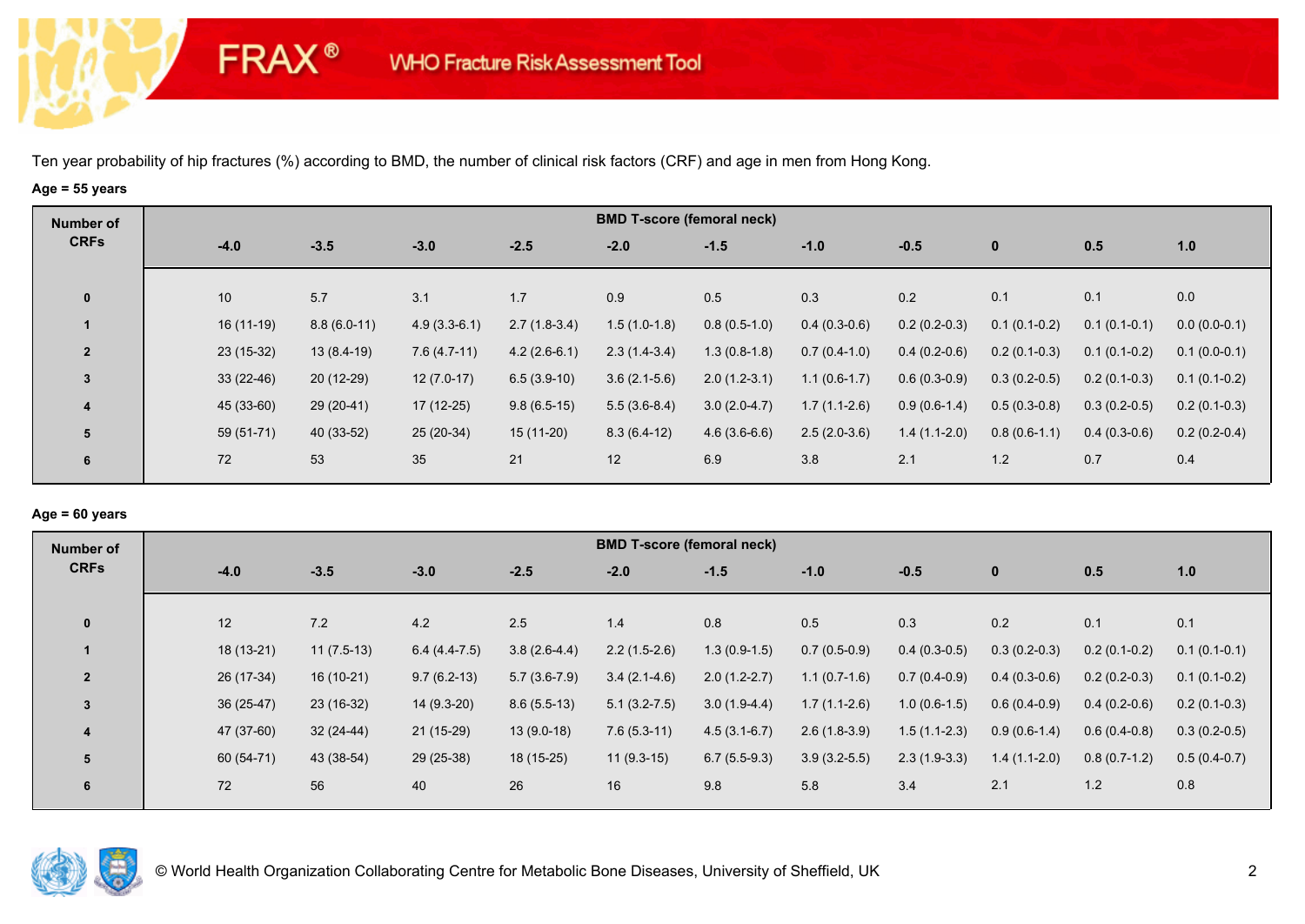FRAX® WHO Fracture Risk Assessment Tool

Ten year probability of hip fractures (%) according to BMD, the number of clinical risk factors (CRF) and age in men from Hong Kong.

**Age = 55 years**

| Number of CRFs | BMD T-score (femoral neck) | | | | | | | | | | |
|---|---|---|---|---|---|---|---|---|---|---|---|
| | -4.0 | -3.5 | -3.0 | -2.5 | -2.0 | -1.5 | -1.0 | -0.5 | 0 | 0.5 | 1.0 |
| 0 | 10 | 5.7 | 3.1 | 1.7 | 0.9 | 0.5 | 0.3 | 0.2 | 0.1 | 0.1 | 0.0 |
| 1 | 16 (11-19) | 8.8 (6.0-11) | 4.9 (3.3-6.1) | 2.7 (1.8-3.4) | 1.5 (1.0-1.8) | 0.8 (0.5-1.0) | 0.4 (0.3-0.6) | 0.2 (0.2-0.3) | 0.1 (0.1-0.2) | 0.1 (0.1-0.1) | 0.0 (0.0-0.1) |
| 2 | 23 (15-32) | 13 (8.4-19) | 7.6 (4.7-11) | 4.2 (2.6-6.1) | 2.3 (1.4-3.4) | 1.3 (0.8-1.8) | 0.7 (0.4-1.0) | 0.4 (0.2-0.6) | 0.2 (0.1-0.3) | 0.1 (0.1-0.2) | 0.1 (0.0-0.1) |
| 3 | 33 (22-46) | 20 (12-29) | 12 (7.0-17) | 6.5 (3.9-10) | 3.6 (2.1-5.6) | 2.0 (1.2-3.1) | 1.1 (0.6-1.7) | 0.6 (0.3-0.9) | 0.3 (0.2-0.5) | 0.2 (0.1-0.3) | 0.1 (0.1-0.2) |
| 4 | 45 (33-60) | 29 (20-41) | 17 (12-25) | 9.8 (6.5-15) | 5.5 (3.6-8.4) | 3.0 (2.0-4.7) | 1.7 (1.1-2.6) | 0.9 (0.6-1.4) | 0.5 (0.3-0.8) | 0.3 (0.2-0.5) | 0.2 (0.1-0.3) |
| 5 | 59 (51-71) | 40 (33-52) | 25 (20-34) | 15 (11-20) | 8.3 (6.4-12) | 4.6 (3.6-6.6) | 2.5 (2.0-3.6) | 1.4 (1.1-2.0) | 0.8 (0.6-1.1) | 0.4 (0.3-0.6) | 0.2 (0.2-0.4) |
| 6 | 72 | 53 | 35 | 21 | 12 | 6.9 | 3.8 | 2.1 | 1.2 | 0.7 | 0.4 |

**Age = 60 years**

| Number of CRFs | BMD T-score (femoral neck) | | | | | | | | | | |
|---|---|---|---|---|---|---|---|---|---|---|---|
| | -4.0 | -3.5 | -3.0 | -2.5 | -2.0 | -1.5 | -1.0 | -0.5 | 0 | 0.5 | 1.0 |
| 0 | 12 | 7.2 | 4.2 | 2.5 | 1.4 | 0.8 | 0.5 | 0.3 | 0.2 | 0.1 | 0.1 |
| 1 | 18 (13-21) | 11 (7.5-13) | 6.4 (4.4-7.5) | 3.8 (2.6-4.4) | 2.2 (1.5-2.6) | 1.3 (0.9-1.5) | 0.7 (0.5-0.9) | 0.4 (0.3-0.5) | 0.3 (0.2-0.3) | 0.2 (0.1-0.2) | 0.1 (0.1-0.1) |
| 2 | 26 (17-34) | 16 (10-21) | 9.7 (6.2-13) | 5.7 (3.6-7.9) | 3.4 (2.1-4.6) | 2.0 (1.2-2.7) | 1.1 (0.7-1.6) | 0.7 (0.4-0.9) | 0.4 (0.3-0.6) | 0.2 (0.2-0.3) | 0.1 (0.1-0.2) |
| 3 | 36 (25-47) | 23 (16-32) | 14 (9.3-20) | 8.6 (5.5-13) | 5.1 (3.2-7.5) | 3.0 (1.9-4.4) | 1.7 (1.1-2.6) | 1.0 (0.6-1.5) | 0.6 (0.4-0.9) | 0.4 (0.2-0.6) | 0.2 (0.1-0.3) |
| 4 | 47 (37-60) | 32 (24-44) | 21 (15-29) | 13 (9.0-18) | 7.6 (5.3-11) | 4.5 (3.1-6.7) | 2.6 (1.8-3.9) | 1.5 (1.1-2.3) | 0.9 (0.6-1.4) | 0.6 (0.4-0.8) | 0.3 (0.2-0.5) |
| 5 | 60 (54-71) | 43 (38-54) | 29 (25-38) | 18 (15-25) | 11 (9.3-15) | 6.7 (5.5-9.3) | 3.9 (3.2-5.5) | 2.3 (1.9-3.3) | 1.4 (1.1-2.0) | 0.8 (0.7-1.2) | 0.5 (0.4-0.7) |
| 6 | 72 | 56 | 40 | 26 | 16 | 9.8 | 5.8 | 3.4 | 2.1 | 1.2 | 0.8 |

© World Health Organization Collaborating Centre for Metabolic Bone Diseases, University of Sheffield, UK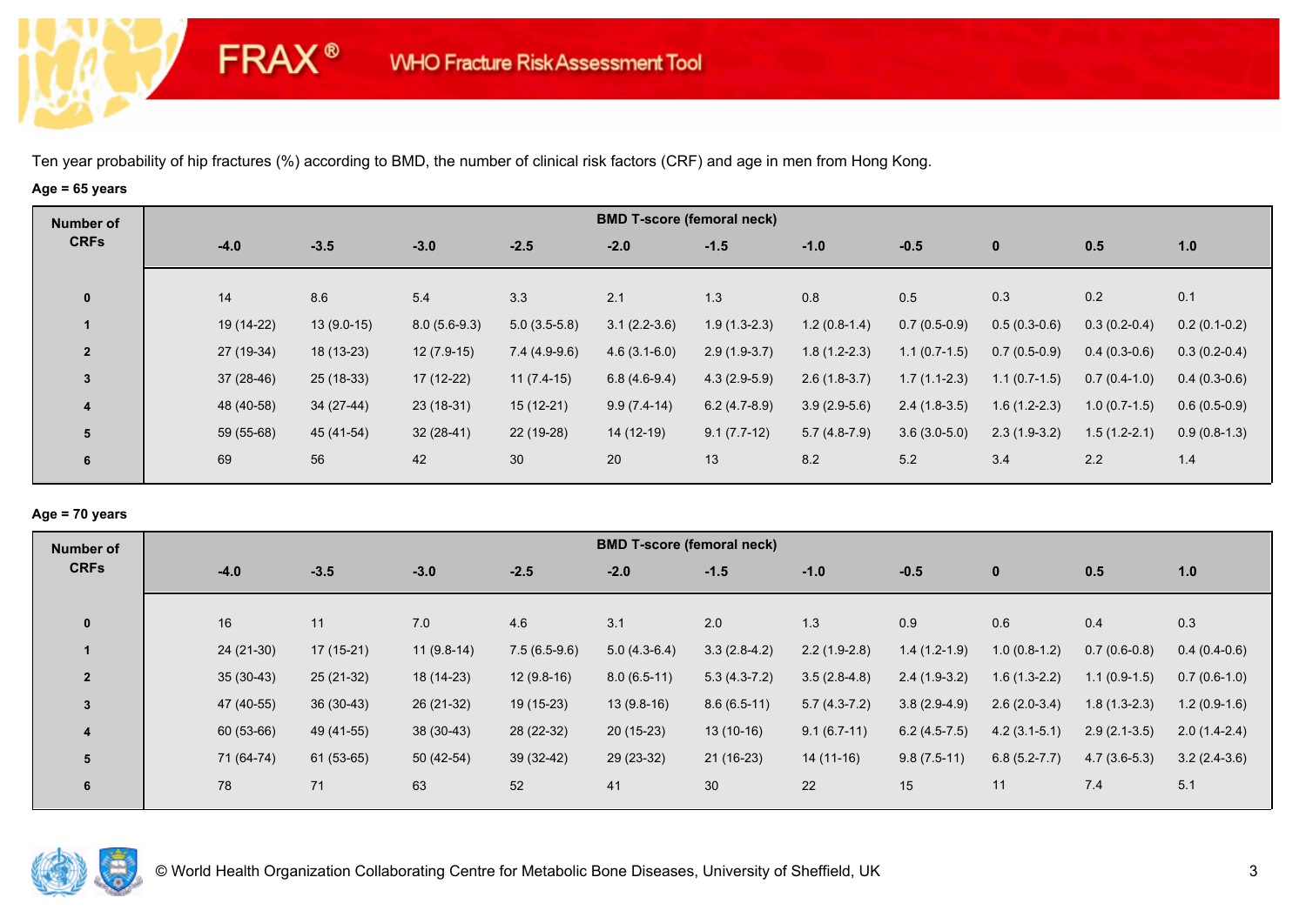FRAX® WHO Fracture Risk Assessment Tool

Ten year probability of hip fractures (%) according to BMD, the number of clinical risk factors (CRF) and age in men from Hong Kong.

**Age = 65 years**

| Number of CRFs | BMD T-score (femoral neck) | | | | | | | | | | |
|---|---|---|---|---|---|---|---|---|---|---|---|
| | -4.0 | -3.5 | -3.0 | -2.5 | -2.0 | -1.5 | -1.0 | -0.5 | 0 | 0.5 | 1.0 |
| 0 | 14 | 8.6 | 5.4 | 3.3 | 2.1 | 1.3 | 0.8 | 0.5 | 0.3 | 0.2 | 0.1 |
| 1 | 19 (14-22) | 13 (9.0-15) | 8.0 (5.6-9.3) | 5.0 (3.5-5.8) | 3.1 (2.2-3.6) | 1.9 (1.3-2.3) | 1.2 (0.8-1.4) | 0.7 (0.5-0.9) | 0.5 (0.3-0.6) | 0.3 (0.2-0.4) | 0.2 (0.1-0.2) |
| 2 | 27 (19-34) | 18 (13-23) | 12 (7.9-15) | 7.4 (4.9-9.6) | 4.6 (3.1-6.0) | 2.9 (1.9-3.7) | 1.8 (1.2-2.3) | 1.1 (0.7-1.5) | 0.7 (0.5-0.9) | 0.4 (0.3-0.6) | 0.3 (0.2-0.4) |
| 3 | 37 (28-46) | 25 (18-33) | 17 (12-22) | 11 (7.4-15) | 6.8 (4.6-9.4) | 4.3 (2.9-5.9) | 2.6 (1.8-3.7) | 1.7 (1.1-2.3) | 1.1 (0.7-1.5) | 0.7 (0.4-1.0) | 0.4 (0.3-0.6) |
| 4 | 48 (40-58) | 34 (27-44) | 23 (18-31) | 15 (12-21) | 9.9 (7.4-14) | 6.2 (4.7-8.9) | 3.9 (2.9-5.6) | 2.4 (1.8-3.5) | 1.6 (1.2-2.3) | 1.0 (0.7-1.5) | 0.6 (0.5-0.9) |
| 5 | 59 (55-68) | 45 (41-54) | 32 (28-41) | 22 (19-28) | 14 (12-19) | 9.1 (7.7-12) | 5.7 (4.8-7.9) | 3.6 (3.0-5.0) | 2.3 (1.9-3.2) | 1.5 (1.2-2.1) | 0.9 (0.8-1.3) |
| 6 | 69 | 56 | 42 | 30 | 20 | 13 | 8.2 | 5.2 | 3.4 | 2.2 | 1.4 |

**Age = 70 years**

| Number of CRFs | BMD T-score (femoral neck) | | | | | | | | | | |
|---|---|---|---|---|---|---|---|---|---|---|---|
| | -4.0 | -3.5 | -3.0 | -2.5 | -2.0 | -1.5 | -1.0 | -0.5 | 0 | 0.5 | 1.0 |
| 0 | 16 | 11 | 7.0 | 4.6 | 3.1 | 2.0 | 1.3 | 0.9 | 0.6 | 0.4 | 0.3 |
| 1 | 24 (21-30) | 17 (15-21) | 11 (9.8-14) | 7.5 (6.5-9.6) | 5.0 (4.3-6.4) | 3.3 (2.8-4.2) | 2.2 (1.9-2.8) | 1.4 (1.2-1.9) | 1.0 (0.8-1.2) | 0.7 (0.6-0.8) | 0.4 (0.4-0.6) |
| 2 | 35 (30-43) | 25 (21-32) | 18 (14-23) | 12 (9.8-16) | 8.0 (6.5-11) | 5.3 (4.3-7.2) | 3.5 (2.8-4.8) | 2.4 (1.9-3.2) | 1.6 (1.3-2.2) | 1.1 (0.9-1.5) | 0.7 (0.6-1.0) |
| 3 | 47 (40-55) | 36 (30-43) | 26 (21-32) | 19 (15-23) | 13 (9.8-16) | 8.6 (6.5-11) | 5.7 (4.3-7.2) | 3.8 (2.9-4.9) | 2.6 (2.0-3.4) | 1.8 (1.3-2.3) | 1.2 (0.9-1.6) |
| 4 | 60 (53-66) | 49 (41-55) | 38 (30-43) | 28 (22-32) | 20 (15-23) | 13 (10-16) | 9.1 (6.7-11) | 6.2 (4.5-7.5) | 4.2 (3.1-5.1) | 2.9 (2.1-3.5) | 2.0 (1.4-2.4) |
| 5 | 71 (64-74) | 61 (53-65) | 50 (42-54) | 39 (32-42) | 29 (23-32) | 21 (16-23) | 14 (11-16) | 9.8 (7.5-11) | 6.8 (5.2-7.7) | 4.7 (3.6-5.3) | 3.2 (2.4-3.6) |
| 6 | 78 | 71 | 63 | 52 | 41 | 30 | 22 | 15 | 11 | 7.4 | 5.1 |

© World Health Organization Collaborating Centre for Metabolic Bone Diseases, University of Sheffield, UK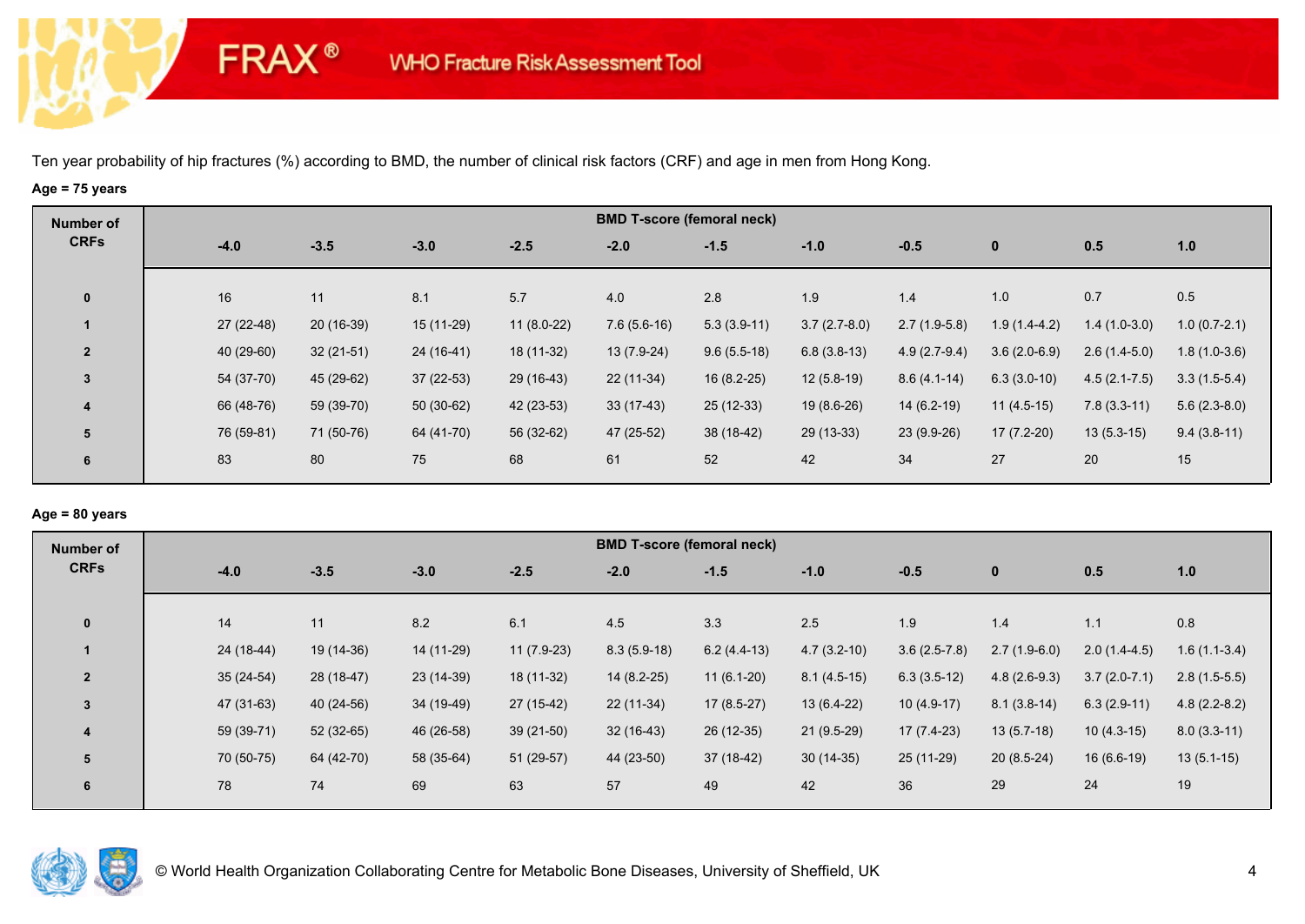# FRAX® WHO Fracture Risk Assessment Tool

Ten year probability of hip fractures (%) according to BMD, the number of clinical risk factors (CRF) and age in men from Hong Kong.

**Age = 75 years**

| Number of CRFs | BMD T-score (femoral neck) | | | | | | | | | | |
|---|---|---|---|---|---|---|---|---|---|---|---|
| | -4.0 | -3.5 | -3.0 | -2.5 | -2.0 | -1.5 | -1.0 | -0.5 | 0 | 0.5 | 1.0 |
| 0 | 16 | 11 | 8.1 | 5.7 | 4.0 | 2.8 | 1.9 | 1.4 | 1.0 | 0.7 | 0.5 |
| 1 | 27 (22-48) | 20 (16-39) | 15 (11-29) | 11 (8.0-22) | 7.6 (5.6-16) | 5.3 (3.9-11) | 3.7 (2.7-8.0) | 2.7 (1.9-5.8) | 1.9 (1.4-4.2) | 1.4 (1.0-3.0) | 1.0 (0.7-2.1) |
| 2 | 40 (29-60) | 32 (21-51) | 24 (16-41) | 18 (11-32) | 13 (7.9-24) | 9.6 (5.5-18) | 6.8 (3.8-13) | 4.9 (2.7-9.4) | 3.6 (2.0-6.9) | 2.6 (1.4-5.0) | 1.8 (1.0-3.6) |
| 3 | 54 (37-70) | 45 (29-62) | 37 (22-53) | 29 (16-43) | 22 (11-34) | 16 (8.2-25) | 12 (5.8-19) | 8.6 (4.1-14) | 6.3 (3.0-10) | 4.5 (2.1-7.5) | 3.3 (1.5-5.4) |
| 4 | 66 (48-76) | 59 (39-70) | 50 (30-62) | 42 (23-53) | 33 (17-43) | 25 (12-33) | 19 (8.6-26) | 14 (6.2-19) | 11 (4.5-15) | 7.8 (3.3-11) | 5.6 (2.3-8.0) |
| 5 | 76 (59-81) | 71 (50-76) | 64 (41-70) | 56 (32-62) | 47 (25-52) | 38 (18-42) | 29 (13-33) | 23 (9.9-26) | 17 (7.2-20) | 13 (5.3-15) | 9.4 (3.8-11) |
| 6 | 83 | 80 | 75 | 68 | 61 | 52 | 42 | 34 | 27 | 20 | 15 |

**Age = 80 years**

| Number of CRFs | BMD T-score (femoral neck) | | | | | | | | | | |
|---|---|---|---|---|---|---|---|---|---|---|---|
| | -4.0 | -3.5 | -3.0 | -2.5 | -2.0 | -1.5 | -1.0 | -0.5 | 0 | 0.5 | 1.0 |
| 0 | 14 | 11 | 8.2 | 6.1 | 4.5 | 3.3 | 2.5 | 1.9 | 1.4 | 1.1 | 0.8 |
| 1 | 24 (18-44) | 19 (14-36) | 14 (11-29) | 11 (7.9-23) | 8.3 (5.9-18) | 6.2 (4.4-13) | 4.7 (3.2-10) | 3.6 (2.5-7.8) | 2.7 (1.9-6.0) | 2.0 (1.4-4.5) | 1.6 (1.1-3.4) |
| 2 | 35 (24-54) | 28 (18-47) | 23 (14-39) | 18 (11-32) | 14 (8.2-25) | 11 (6.1-20) | 8.1 (4.5-15) | 6.3 (3.5-12) | 4.8 (2.6-9.3) | 3.7 (2.0-7.1) | 2.8 (1.5-5.5) |
| 3 | 47 (31-63) | 40 (24-56) | 34 (19-49) | 27 (15-42) | 22 (11-34) | 17 (8.5-27) | 13 (6.4-22) | 10 (4.9-17) | 8.1 (3.8-14) | 6.3 (2.9-11) | 4.8 (2.2-8.2) |
| 4 | 59 (39-71) | 52 (32-65) | 46 (26-58) | 39 (21-50) | 32 (16-43) | 26 (12-35) | 21 (9.5-29) | 17 (7.4-23) | 13 (5.7-18) | 10 (4.3-15) | 8.0 (3.3-11) |
| 5 | 70 (50-75) | 64 (42-70) | 58 (35-64) | 51 (29-57) | 44 (23-50) | 37 (18-42) | 30 (14-35) | 25 (11-29) | 20 (8.5-24) | 16 (6.6-19) | 13 (5.1-15) |
| 6 | 78 | 74 | 69 | 63 | 57 | 49 | 42 | 36 | 29 | 24 | 19 |

© World Health Organization Collaborating Centre for Metabolic Bone Diseases, University of Sheffield, UK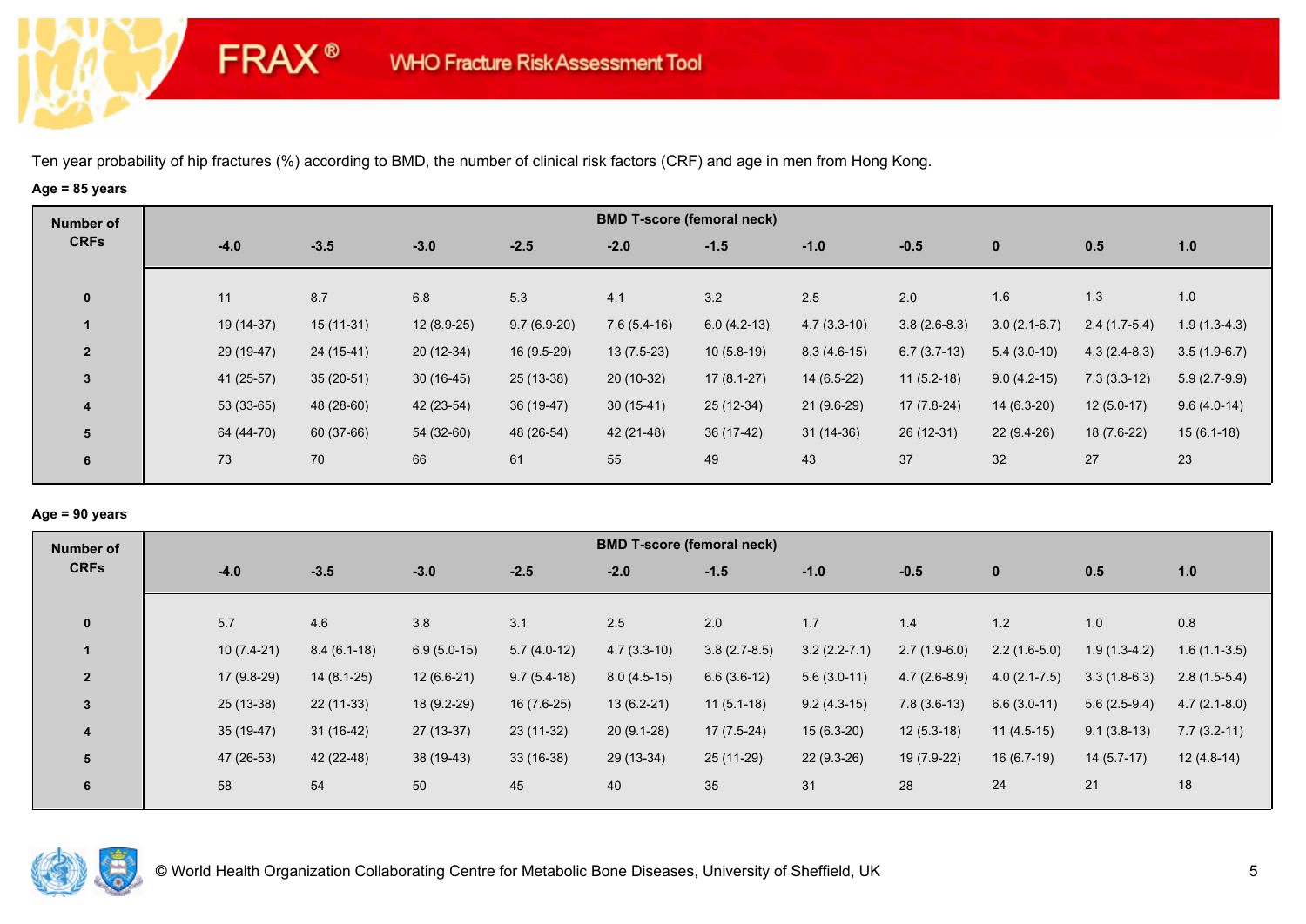# FRAX® WHO Fracture Risk Assessment Tool

Ten year probability of hip fractures (%) according to BMD, the number of clinical risk factors (CRF) and age in men from Hong Kong.

**Age = 85 years**

| Number of CRFs | BMD T-score (femoral neck) | | | | | | | | | | |
|---|---|---|---|---|---|---|---|---|---|---|---|
| | -4.0 | -3.5 | -3.0 | -2.5 | -2.0 | -1.5 | -1.0 | -0.5 | 0 | 0.5 | 1.0 |
| 0 | 11 | 8.7 | 6.8 | 5.3 | 4.1 | 3.2 | 2.5 | 2.0 | 1.6 | 1.3 | 1.0 |
| 1 | 19 (14-37) | 15 (11-31) | 12 (8.9-25) | 9.7 (6.9-20) | 7.6 (5.4-16) | 6.0 (4.2-13) | 4.7 (3.3-10) | 3.8 (2.6-8.3) | 3.0 (2.1-6.7) | 2.4 (1.7-5.4) | 1.9 (1.3-4.3) |
| 2 | 29 (19-47) | 24 (15-41) | 20 (12-34) | 16 (9.5-29) | 13 (7.5-23) | 10 (5.8-19) | 8.3 (4.6-15) | 6.7 (3.7-13) | 5.4 (3.0-10) | 4.3 (2.4-8.3) | 3.5 (1.9-6.7) |
| 3 | 41 (25-57) | 35 (20-51) | 30 (16-45) | 25 (13-38) | 20 (10-32) | 17 (8.1-27) | 14 (6.5-22) | 11 (5.2-18) | 9.0 (4.2-15) | 7.3 (3.3-12) | 5.9 (2.7-9.9) |
| 4 | 53 (33-65) | 48 (28-60) | 42 (23-54) | 36 (19-47) | 30 (15-41) | 25 (12-34) | 21 (9.6-29) | 17 (7.8-24) | 14 (6.3-20) | 12 (5.0-17) | 9.6 (4.0-14) |
| 5 | 64 (44-70) | 60 (37-66) | 54 (32-60) | 48 (26-54) | 42 (21-48) | 36 (17-42) | 31 (14-36) | 26 (12-31) | 22 (9.4-26) | 18 (7.6-22) | 15 (6.1-18) |
| 6 | 73 | 70 | 66 | 61 | 55 | 49 | 43 | 37 | 32 | 27 | 23 |

**Age = 90 years**

| Number of CRFs | BMD T-score (femoral neck) | | | | | | | | | | |
|---|---|---|---|---|---|---|---|---|---|---|---|
| | -4.0 | -3.5 | -3.0 | -2.5 | -2.0 | -1.5 | -1.0 | -0.5 | 0 | 0.5 | 1.0 |
| 0 | 5.7 | 4.6 | 3.8 | 3.1 | 2.5 | 2.0 | 1.7 | 1.4 | 1.2 | 1.0 | 0.8 |
| 1 | 10 (7.4-21) | 8.4 (6.1-18) | 6.9 (5.0-15) | 5.7 (4.0-12) | 4.7 (3.3-10) | 3.8 (2.7-8.5) | 3.2 (2.2-7.1) | 2.7 (1.9-6.0) | 2.2 (1.6-5.0) | 1.9 (1.3-4.2) | 1.6 (1.1-3.5) |
| 2 | 17 (9.8-29) | 14 (8.1-25) | 12 (6.6-21) | 9.7 (5.4-18) | 8.0 (4.5-15) | 6.6 (3.6-12) | 5.6 (3.0-11) | 4.7 (2.6-8.9) | 4.0 (2.1-7.5) | 3.3 (1.8-6.3) | 2.8 (1.5-5.4) |
| 3 | 25 (13-38) | 22 (11-33) | 18 (9.2-29) | 16 (7.6-25) | 13 (6.2-21) | 11 (5.1-18) | 9.2 (4.3-15) | 7.8 (3.6-13) | 6.6 (3.0-11) | 5.6 (2.5-9.4) | 4.7 (2.1-8.0) |
| 4 | 35 (19-47) | 31 (16-42) | 27 (13-37) | 23 (11-32) | 20 (9.1-28) | 17 (7.5-24) | 15 (6.3-20) | 12 (5.3-18) | 11 (4.5-15) | 9.1 (3.8-13) | 7.7 (3.2-11) |
| 5 | 47 (26-53) | 42 (22-48) | 38 (19-43) | 33 (16-38) | 29 (13-34) | 25 (11-29) | 22 (9.3-26) | 19 (7.9-22) | 16 (6.7-19) | 14 (5.7-17) | 12 (4.8-14) |
| 6 | 58 | 54 | 50 | 45 | 40 | 35 | 31 | 28 | 24 | 21 | 18 |

© World Health Organization Collaborating Centre for Metabolic Bone Diseases, University of Sheffield, UK